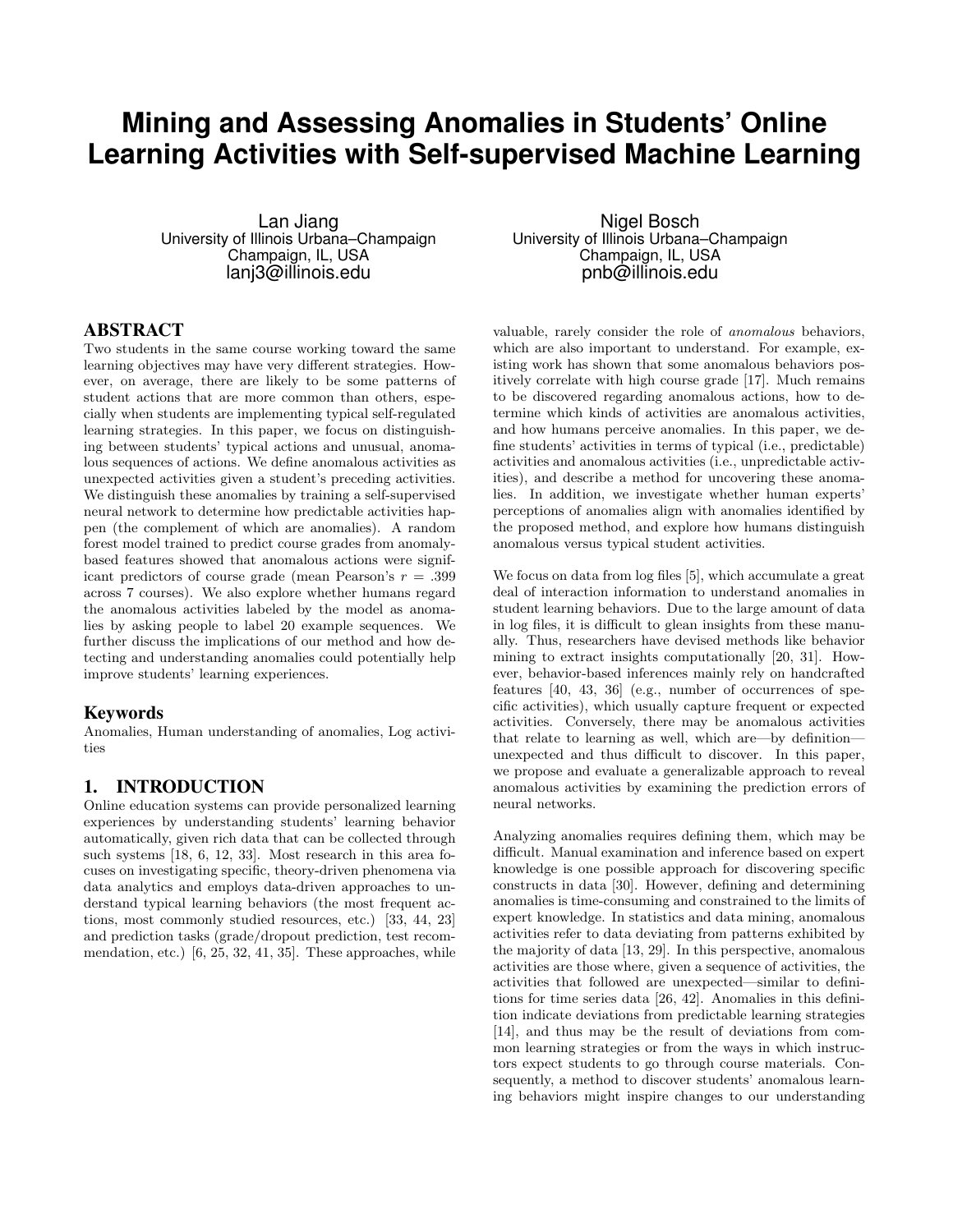# Mining and Assessing Anomalies in Students' Online Learning Activities with Self-supervised Machine Learning

Lan Jiang
University of Illinois Urbana–Champaign
Champaign, IL, USA
lanj3@illinois.edu

Nigel Bosch
University of Illinois Urbana–Champaign
Champaign, IL, USA
pnb@illinois.edu

## ABSTRACT

Two students in the same course working toward the same learning objectives may have very different strategies. However, on average, there are likely to be some patterns of student actions that are more common than others, especially when students are implementing typical self-regulated learning strategies. In this paper, we focus on distinguishing between students' typical actions and unusual, anomalous sequences of actions. We define anomalous activities as unexpected activities given a student's preceding activities. We distinguish these anomalies by training a self-supervised neural network to determine how predictable activities happen (the complement of which are anomalies). A random forest model trained to predict course grades from anomaly-based features showed that anomalous actions were significant predictors of course grade (mean Pearson's $r = .399$ across 7 courses). We also explore whether humans regard the anomalous activities labeled by the model as anomalies by asking people to label 20 example sequences. We further discuss the implications of our method and how detecting and understanding anomalies could potentially help improve students' learning experiences.

## Keywords

Anomalies, Human understanding of anomalies, Log activities

## 1. INTRODUCTION

Online education systems can provide personalized learning experiences by understanding students' learning behavior automatically, given rich data that can be collected through such systems [18, 6, 12, 33]. Most research in this area focuses on investigating specific, theory-driven phenomena via data analytics and employs data-driven approaches to understand typical learning behaviors (the most frequent actions, most commonly studied resources, etc.) [33, 44, 23] and prediction tasks (grade/dropout prediction, test recommendation, etc.) [6, 25, 32, 41, 35]. These approaches, while valuable, rarely consider the role of *anomalous* behaviors, which are also important to understand. For example, existing work has shown that some anomalous behaviors positively correlate with high course grade [17]. Much remains to be discovered regarding anomalous actions, how to determine which kinds of activities are anomalous activities, and how humans perceive anomalies. In this paper, we define students' activities in terms of typical (i.e., predictable) activities and anomalous activities (i.e., unpredictable activities), and describe a method for uncovering these anomalies. In addition, we investigate whether human experts' perceptions of anomalies align with anomalies identified by the proposed method, and explore how humans distinguish anomalous versus typical student activities.

We focus on data from log files [5], which accumulate a great deal of interaction information to understand anomalies in student learning behaviors. Due to the large amount of data in log files, it is difficult to glean insights from these manually. Thus, researchers have devised methods like behavior mining to extract insights computationally [20, 31]. However, behavior-based inferences mainly rely on handcrafted features [40, 43, 36] (e.g., number of occurrences of specific activities), which usually capture frequent or expected activities. Conversely, there may be anomalous activities that relate to learning as well, which are—by definition—unexpected and thus difficult to discover. In this paper, we propose and evaluate a generalizable approach to reveal anomalous activities by examining the prediction errors of neural networks.

Analyzing anomalies requires defining them, which may be difficult. Manual examination and inference based on expert knowledge is one possible approach for discovering specific constructs in data [30]. However, defining and determining anomalies is time-consuming and constrained to the limits of expert knowledge. In statistics and data mining, anomalous activities refer to data deviating from patterns exhibited by the majority of data [13, 29]. In this perspective, anomalous activities are those where, given a sequence of activities, the activities that followed are unexpected—similar to definitions for time series data [26, 42]. Anomalies in this definition indicate deviations from predictable learning strategies [14], and thus may be the result of deviations from common learning strategies or from the ways in which instructors expect students to go through course materials. Consequently, a method to discover students' anomalous learning behaviors might inspire changes to our understanding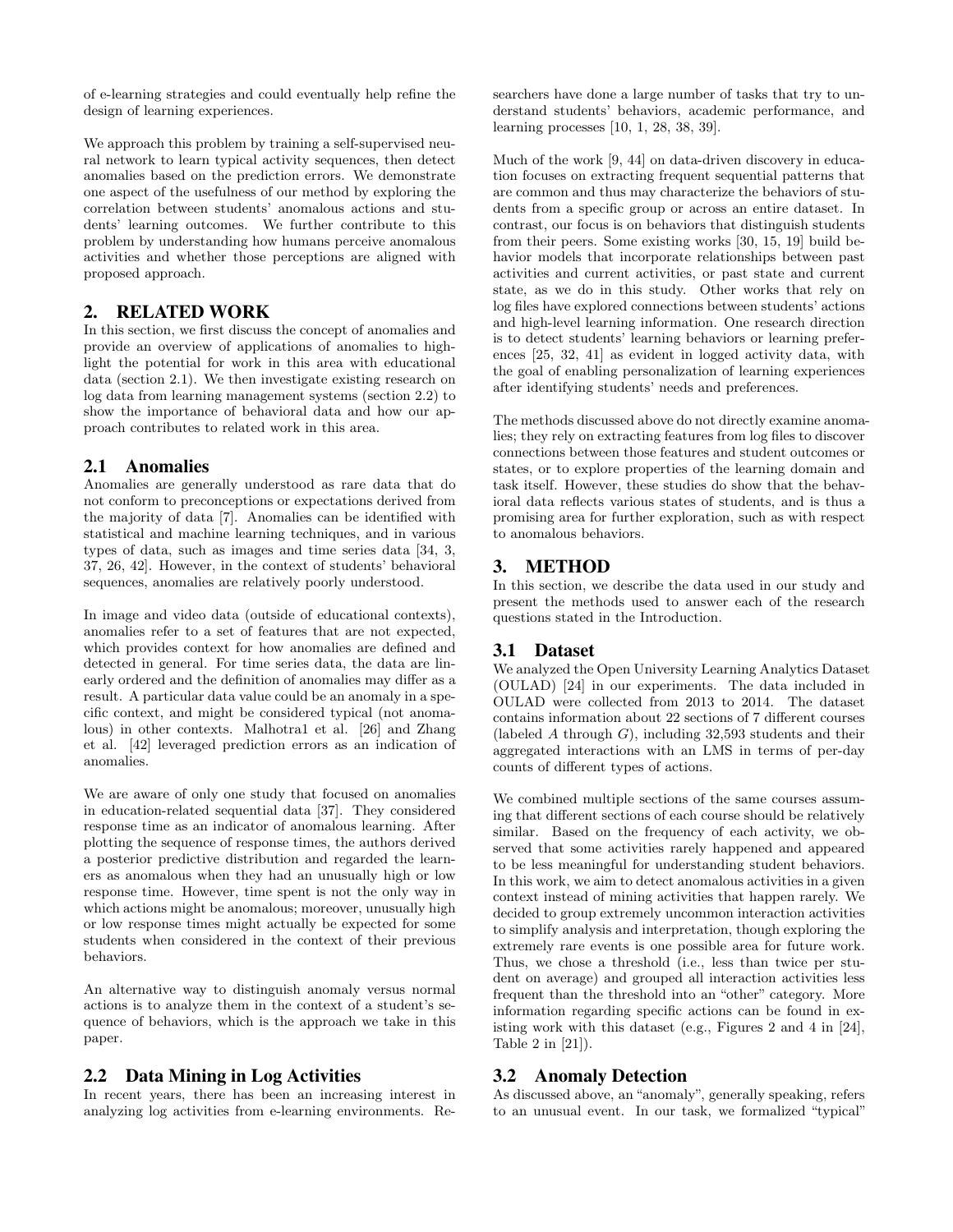of e-learning strategies and could eventually help refine the design of learning experiences.

We approach this problem by training a self-supervised neural network to learn typical activity sequences, then detect anomalies based on the prediction errors. We demonstrate one aspect of the usefulness of our method by exploring the correlation between students' anomalous actions and students' learning outcomes. We further contribute to this problem by understanding how humans perceive anomalous activities and whether those perceptions are aligned with proposed approach.

## 2. RELATED WORK

In this section, we first discuss the concept of anomalies and provide an overview of applications of anomalies to highlight the potential for work in this area with educational data (section 2.1). We then investigate existing research on log data from learning management systems (section 2.2) to show the importance of behavioral data and how our approach contributes to related work in this area.

### 2.1 Anomalies

Anomalies are generally understood as rare data that do not conform to preconceptions or expectations derived from the majority of data [7]. Anomalies can be identified with statistical and machine learning techniques, and in various types of data, such as images and time series data [34, 3, 37, 26, 42]. However, in the context of students' behavioral sequences, anomalies are relatively poorly understood.

In image and video data (outside of educational contexts), anomalies refer to a set of features that are not expected, which provides context for how anomalies are defined and detected in general. For time series data, the data are linearly ordered and the definition of anomalies may differ as a result. A particular data value could be an anomaly in a specific context, and might be considered typical (not anomalous) in other contexts. Malhotra1 et al. [26] and Zhang et al. [42] leveraged prediction errors as an indication of anomalies.

We are aware of only one study that focused on anomalies in education-related sequential data [37]. They considered response time as an indicator of anomalous learning. After plotting the sequence of response times, the authors derived a posterior predictive distribution and regarded the learners as anomalous when they had an unusually high or low response time. However, time spent is not the only way in which actions might be anomalous; moreover, unusually high or low response times might actually be expected for some students when considered in the context of their previous behaviors.

An alternative way to distinguish anomaly versus normal actions is to analyze them in the context of a student's sequence of behaviors, which is the approach we take in this paper.

### 2.2 Data Mining in Log Activities

In recent years, there has been an increasing interest in analyzing log activities from e-learning environments. Researchers have done a large number of tasks that try to understand students' behaviors, academic performance, and learning processes [10, 1, 28, 38, 39].

Much of the work [9, 44] on data-driven discovery in education focuses on extracting frequent sequential patterns that are common and thus may characterize the behaviors of students from a specific group or across an entire dataset. In contrast, our focus is on behaviors that distinguish students from their peers. Some existing works [30, 15, 19] build behavior models that incorporate relationships between past activities and current activities, or past state and current state, as we do in this study. Other works that rely on log files have explored connections between students' actions and high-level learning information. One research direction is to detect students' learning behaviors or learning preferences [25, 32, 41] as evident in logged activity data, with the goal of enabling personalization of learning experiences after identifying students' needs and preferences.

The methods discussed above do not directly examine anomalies; they rely on extracting features from log files to discover connections between those features and student outcomes or states, or to explore properties of the learning domain and task itself. However, these studies do show that the behavioral data reflects various states of students, and is thus a promising area for further exploration, such as with respect to anomalous behaviors.

## 3. METHOD

In this section, we describe the data used in our study and present the methods used to answer each of the research questions stated in the Introduction.

### 3.1 Dataset

We analyzed the Open University Learning Analytics Dataset (OULAD) [24] in our experiments. The data included in OULAD were collected from 2013 to 2014. The dataset contains information about 22 sections of 7 different courses (labeled *A* through *G*), including 32,593 students and their aggregated interactions with an LMS in terms of per-day counts of different types of actions.

We combined multiple sections of the same courses assuming that different sections of each course should be relatively similar. Based on the frequency of each activity, we observed that some activities rarely happened and appeared to be less meaningful for understanding student behaviors. In this work, we aim to detect anomalous activities in a given context instead of mining activities that happen rarely. We decided to group extremely uncommon interaction activities to simplify analysis and interpretation, though exploring the extremely rare events is one possible area for future work. Thus, we chose a threshold (i.e., less than twice per student on average) and grouped all interaction activities less frequent than the threshold into an "other" category. More information regarding specific actions can be found in existing work with this dataset (e.g., Figures 2 and 4 in [24], Table 2 in [21]).

### 3.2 Anomaly Detection

As discussed above, an "anomaly", generally speaking, refers to an unusual event. In our task, we formalized "typical"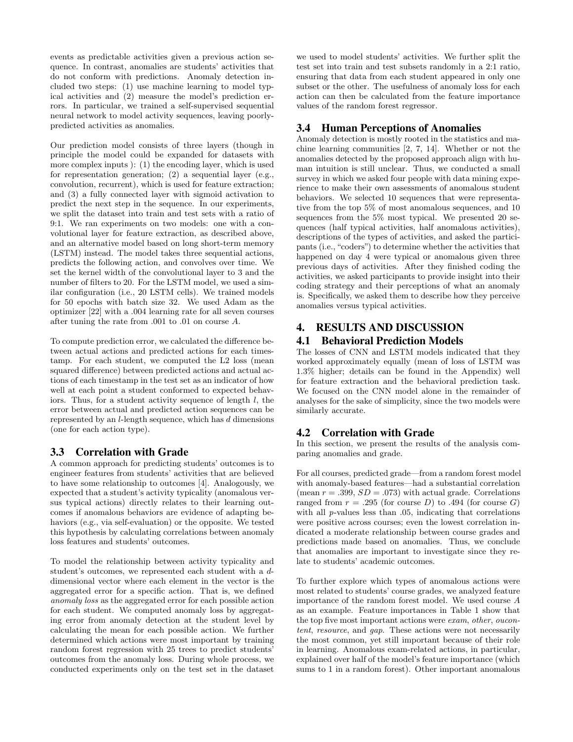events as predictable activities given a previous action sequence. In contrast, anomalies are students' activities that do not conform with predictions. Anomaly detection included two steps: (1) use machine learning to model typical activities and (2) measure the model's prediction errors. In particular, we trained a self-supervised sequential neural network to model activity sequences, leaving poorly-predicted activities as anomalies.

Our prediction model consists of three layers (though in principle the model could be expanded for datasets with more complex inputs ): (1) the encoding layer, which is used for representation generation; (2) a sequential layer (e.g., convolution, recurrent), which is used for feature extraction; and (3) a fully connected layer with sigmoid activation to predict the next step in the sequence. In our experiments, we split the dataset into train and test sets with a ratio of 9:1. We ran experiments on two models: one with a convolutional layer for feature extraction, as described above, and an alternative model based on long short-term memory (LSTM) instead. The model takes three sequential actions, predicts the following action, and convolves over time. We set the kernel width of the convolutional layer to 3 and the number of filters to 20. For the LSTM model, we used a similar configuration (i.e., 20 LSTM cells). We trained models for 50 epochs with batch size 32. We used Adam as the optimizer [22] with a .004 learning rate for all seven courses after tuning the rate from .001 to .01 on course *A*.

To compute prediction error, we calculated the difference between actual actions and predicted actions for each timestamp. For each student, we computed the L2 loss (mean squared difference) between predicted actions and actual actions of each timestamp in the test set as an indicator of how well at each point a student conformed to expected behaviors. Thus, for a student activity sequence of length $l$, the error between actual and predicted action sequences can be represented by an $l$-length sequence, which has $d$ dimensions (one for each action type).

### 3.3 Correlation with Grade

A common approach for predicting students' outcomes is to engineer features from students' activities that are believed to have some relationship to outcomes [4]. Analogously, we expected that a student's activity typicality (anomalous versus typical actions) directly relates to their learning outcomes if anomalous behaviors are evidence of adapting behaviors (e.g., via self-evaluation) or the opposite. We tested this hypothesis by calculating correlations between anomaly loss features and students' outcomes.

To model the relationship between activity typicality and student's outcomes, we represented each student with a $d$-dimensional vector where each element in the vector is the aggregated error for a specific action. That is, we defined *anomaly loss* as the aggregated error for each possible action for each student. We computed anomaly loss by aggregating error from anomaly detection at the student level by calculating the mean for each possible action. We further determined which actions were most important by training random forest regression with 25 trees to predict students' outcomes from the anomaly loss. During whole process, we conducted experiments only on the test set in the dataset we used to model students' activities. We further split the test set into train and test subsets randomly in a 2:1 ratio, ensuring that data from each student appeared in only one subset or the other. The usefulness of anomaly loss for each action can then be calculated from the feature importance values of the random forest regressor.

### 3.4 Human Perceptions of Anomalies

Anomaly detection is mostly rooted in the statistics and machine learning communities [2, 7, 14]. Whether or not the anomalies detected by the proposed approach align with human intuition is still unclear. Thus, we conducted a small survey in which we asked four people with data mining experience to make their own assessments of anomalous student behaviors. We selected 10 sequences that were representative from the top 5% of most anomalous sequences, and 10 sequences from the 5% most typical. We presented 20 sequences (half typical activities, half anomalous activities), descriptions of the types of activities, and asked the participants (i.e., "coders") to determine whether the activities that happened on day 4 were typical or anomalous given three previous days of activities. After they finished coding the activities, we asked participants to provide insight into their coding strategy and their perceptions of what an anomaly is. Specifically, we asked them to describe how they perceive anomalies versus typical activities.

## 4. RESULTS AND DISCUSSION

### 4.1 Behavioral Prediction Models

The losses of CNN and LSTM models indicated that they worked approximately equally (mean of loss of LSTM was 1.3% higher; details can be found in the Appendix) well for feature extraction and the behavioral prediction task. We focused on the CNN model alone in the remainder of analyses for the sake of simplicity, since the two models were similarly accurate.

### 4.2 Correlation with Grade

In this section, we present the results of the analysis comparing anomalies and grade.

For all courses, predicted grade—from a random forest model with anomaly-based features—had a substantial correlation (mean $r = .399$, $SD = .073$) with actual grade. Correlations ranged from $r = .295$ (for course *D*) to .494 (for course *G*) with all $p$-values less than .05, indicating that correlations were positive across courses; even the lowest correlation indicated a moderate relationship between course grades and predictions made based on anomalies. Thus, we conclude that anomalies are important to investigate since they relate to students' academic outcomes.

To further explore which types of anomalous actions were most related to students' course grades, we analyzed feature importance of the random forest model. We used course *A* as an example. Feature importances in Table 1 show that the top five most important actions were *exam*, *other*, *oucontent*, *resource*, and *gap*. These actions were not necessarily the most common, yet still important because of their role in learning. Anomalous exam-related actions, in particular, explained over half of the model's feature importance (which sums to 1 in a random forest). Other important anomalous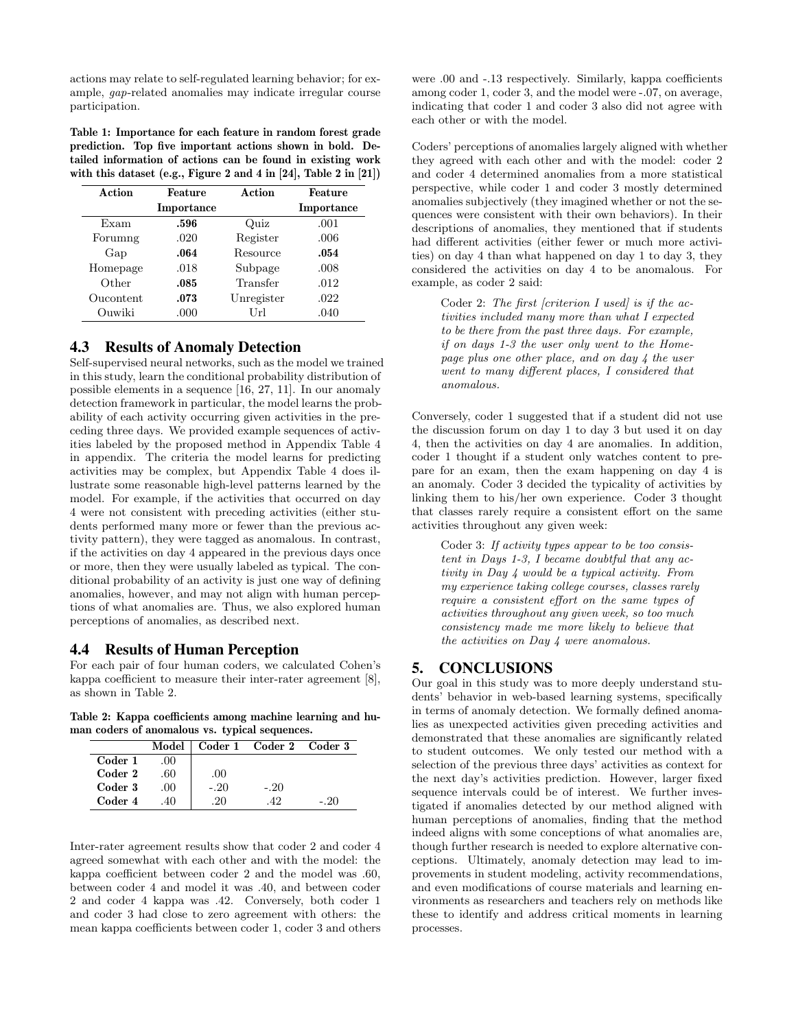actions may relate to self-regulated learning behavior; for example, *gap*-related anomalies may indicate irregular course participation.

**Table 1: Importance for each feature in random forest grade prediction. Top five important actions shown in bold. Detailed information of actions can be found in existing work with this dataset (e.g., Figure 2 and 4 in [24], Table 2 in [21])**

| Action | Feature Importance | Action | Feature Importance |
|---|---|---|---|
| Exam | **.596** | Quiz | .001 |
| Forumng | .020 | Register | .006 |
| Gap | **.064** | Resource | **.054** |
| Homepage | .018 | Subpage | .008 |
| Other | **.085** | Transfer | .012 |
| Oucontent | **.073** | Unregister | .022 |
| Ouwiki | .000 | Url | .040 |

## 4.3 Results of Anomaly Detection

Self-supervised neural networks, such as the model we trained in this study, learn the conditional probability distribution of possible elements in a sequence [16, 27, 11]. In our anomaly detection framework in particular, the model learns the probability of each activity occurring given activities in the preceding three days. We provided example sequences of activities labeled by the proposed method in Appendix Table 4 in appendix. The criteria the model learns for predicting activities may be complex, but Appendix Table 4 does illustrate some reasonable high-level patterns learned by the model. For example, if the activities that occurred on day 4 were not consistent with preceding activities (either students performed many more or fewer than the previous activity pattern), they were tagged as anomalous. In contrast, if the activities on day 4 appeared in the previous days once or more, then they were usually labeled as typical. The conditional probability of an activity is just one way of defining anomalies, however, and may not align with human perceptions of what anomalies are. Thus, we also explored human perceptions of anomalies, as described next.

## 4.4 Results of Human Perception

For each pair of four human coders, we calculated Cohen's kappa coefficient to measure their inter-rater agreement [8], as shown in Table 2.

**Table 2: Kappa coefficients among machine learning and human coders of anomalous vs. typical sequences.**

| | Model | Coder 1 | Coder 2 | Coder 3 |
|---|---|---|---|---|
| **Coder 1** | .00 | | | |
| **Coder 2** | .60 | .00 | | |
| **Coder 3** | .00 | -.20 | -.20 | |
| **Coder 4** | .40 | .20 | .42 | -.20 |

Inter-rater agreement results show that coder 2 and coder 4 agreed somewhat with each other and with the model: the kappa coefficient between coder 2 and the model was .60, between coder 4 and model it was .40, and between coder 2 and coder 4 kappa was .42. Conversely, both coder 1 and coder 3 had close to zero agreement with others: the mean kappa coefficients between coder 1, coder 3 and others were .00 and -.13 respectively. Similarly, kappa coefficients among coder 1, coder 3, and the model were -.07, on average, indicating that coder 1 and coder 3 also did not agree with each other or with the model.

Coders' perceptions of anomalies largely aligned with whether they agreed with each other and with the model: coder 2 and coder 4 determined anomalies from a more statistical perspective, while coder 1 and coder 3 mostly determined anomalies subjectively (they imagined whether or not the sequences were consistent with their own behaviors). In their descriptions of anomalies, they mentioned that if students had different activities (either fewer or much more activities) on day 4 than what happened on day 1 to day 3, they considered the activities on day 4 to be anomalous. For example, as coder 2 said:

> Coder 2: *The first [criterion I used] is if the activities included many more than what I expected to be there from the past three days. For example, if on days 1-3 the user only went to the Homepage plus one other place, and on day 4 the user went to many different places, I considered that anomalous.*

Conversely, coder 1 suggested that if a student did not use the discussion forum on day 1 to day 3 but used it on day 4, then the activities on day 4 are anomalies. In addition, coder 1 thought if a student only watches content to prepare for an exam, then the exam happening on day 4 is an anomaly. Coder 3 decided the typicality of activities by linking them to his/her own experience. Coder 3 thought that classes rarely require a consistent effort on the same activities throughout any given week:

> Coder 3: *If activity types appear to be too consistent in Days 1-3, I became doubtful that any activity in Day 4 would be a typical activity. From my experience taking college courses, classes rarely require a consistent effort on the same types of activities throughout any given week, so too much consistency made me more likely to believe that the activities on Day 4 were anomalous.*

# 5. CONCLUSIONS

Our goal in this study was to more deeply understand students' behavior in web-based learning systems, specifically in terms of anomaly detection. We formally defined anomalies as unexpected activities given preceding activities and demonstrated that these anomalies are significantly related to student outcomes. We only tested our method with a selection of the previous three days' activities as context for the next day's activities prediction. However, larger fixed sequence intervals could be of interest. We further investigated if anomalies detected by our method aligned with human perceptions of anomalies, finding that the method indeed aligns with some conceptions of what anomalies are, though further research is needed to explore alternative conceptions. Ultimately, anomaly detection may lead to improvements in student modeling, activity recommendations, and even modifications of course materials and learning environments as researchers and teachers rely on methods like these to identify and address critical moments in learning processes.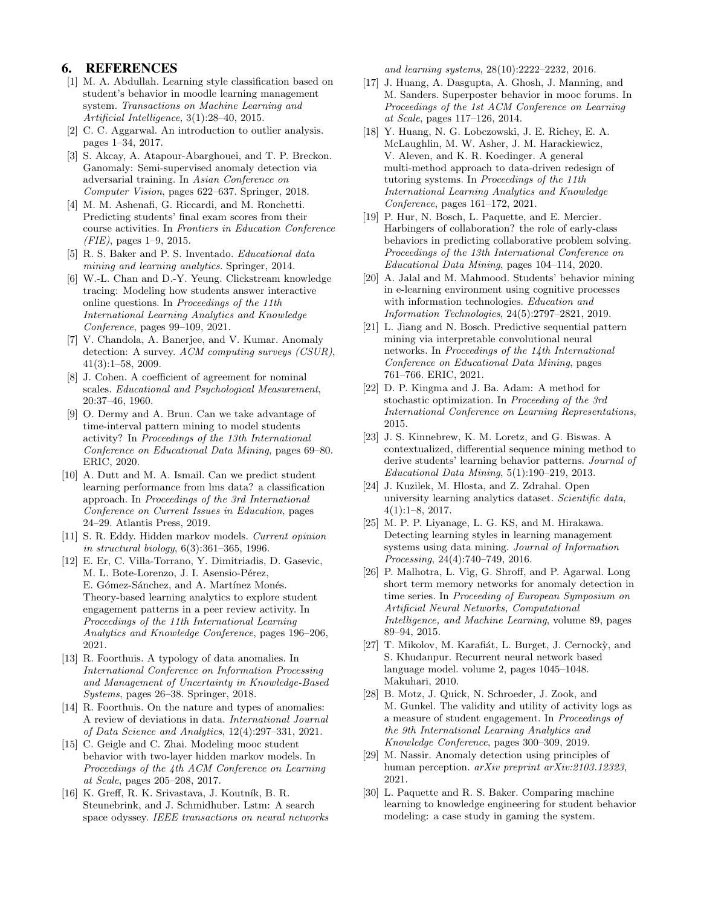## 6. REFERENCES

[1] M. A. Abdullah. Learning style classification based on student's behavior in moodle learning management system. *Transactions on Machine Learning and Artificial Intelligence*, 3(1):28–40, 2015.

[2] C. C. Aggarwal. An introduction to outlier analysis. pages 1–34, 2017.

[3] S. Akcay, A. Atapour-Abarghouei, and T. P. Breckon. Ganomaly: Semi-supervised anomaly detection via adversarial training. In *Asian Conference on Computer Vision*, pages 622–637. Springer, 2018.

[4] M. M. Ashenafi, G. Riccardi, and M. Ronchetti. Predicting students' final exam scores from their course activities. In *Frontiers in Education Conference (FIE)*, pages 1–9, 2015.

[5] R. S. Baker and P. S. Inventado. *Educational data mining and learning analytics*. Springer, 2014.

[6] W.-L. Chan and D.-Y. Yeung. Clickstream knowledge tracing: Modeling how students answer interactive online questions. In *Proceedings of the 11th International Learning Analytics and Knowledge Conference*, pages 99–109, 2021.

[7] V. Chandola, A. Banerjee, and V. Kumar. Anomaly detection: A survey. *ACM computing surveys (CSUR)*, 41(3):1–58, 2009.

[8] J. Cohen. A coefficient of agreement for nominal scales. *Educational and Psychological Measurement*, 20:37–46, 1960.

[9] O. Dermy and A. Brun. Can we take advantage of time-interval pattern mining to model students activity? In *Proceedings of the 13th International Conference on Educational Data Mining*, pages 69–80. ERIC, 2020.

[10] A. Dutt and M. A. Ismail. Can we predict student learning performance from lms data? a classification approach. In *Proceedings of the 3rd International Conference on Current Issues in Education*, pages 24–29. Atlantis Press, 2019.

[11] S. R. Eddy. Hidden markov models. *Current opinion in structural biology*, 6(3):361–365, 1996.

[12] E. Er, C. Villa-Torrano, Y. Dimitriadis, D. Gasevic, M. L. Bote-Lorenzo, J. I. Asensio-Pérez, E. Gómez-Sánchez, and A. Martínez Monés. Theory-based learning analytics to explore student engagement patterns in a peer review activity. In *Proceedings of the 11th International Learning Analytics and Knowledge Conference*, pages 196–206, 2021.

[13] R. Foorthuis. A typology of data anomalies. In *International Conference on Information Processing and Management of Uncertainty in Knowledge-Based Systems*, pages 26–38. Springer, 2018.

[14] R. Foorthuis. On the nature and types of anomalies: A review of deviations in data. *International Journal of Data Science and Analytics*, 12(4):297–331, 2021.

[15] C. Geigle and C. Zhai. Modeling mooc student behavior with two-layer hidden markov models. In *Proceedings of the 4th ACM Conference on Learning at Scale*, pages 205–208, 2017.

[16] K. Greff, R. K. Srivastava, J. Koutník, B. R. Steunebrink, and J. Schmidhuber. Lstm: A search space odyssey. *IEEE transactions on neural networks and learning systems*, 28(10):2222–2232, 2016.

[17] J. Huang, A. Dasgupta, A. Ghosh, J. Manning, and M. Sanders. Superposter behavior in mooc forums. In *Proceedings of the 1st ACM Conference on Learning at Scale*, pages 117–126, 2014.

[18] Y. Huang, N. G. Lobczowski, J. E. Richey, E. A. McLaughlin, M. W. Asher, J. M. Harackiewicz, V. Aleven, and K. R. Koedinger. A general multi-method approach to data-driven redesign of tutoring systems. In *Proceedings of the 11th International Learning Analytics and Knowledge Conference*, pages 161–172, 2021.

[19] P. Hur, N. Bosch, L. Paquette, and E. Mercier. Harbingers of collaboration? the role of early-class behaviors in predicting collaborative problem solving. *Proceedings of the 13th International Conference on Educational Data Mining*, pages 104–114, 2020.

[20] A. Jalal and M. Mahmood. Students' behavior mining in e-learning environment using cognitive processes with information technologies. *Education and Information Technologies*, 24(5):2797–2821, 2019.

[21] L. Jiang and N. Bosch. Predictive sequential pattern mining via interpretable convolutional neural networks. In *Proceedings of the 14th International Conference on Educational Data Mining*, pages 761–766. ERIC, 2021.

[22] D. P. Kingma and J. Ba. Adam: A method for stochastic optimization. In *Proceeding of the 3rd International Conference on Learning Representations*, 2015.

[23] J. S. Kinnebrew, K. M. Loretz, and G. Biswas. A contextualized, differential sequence mining method to derive students' learning behavior patterns. *Journal of Educational Data Mining*, 5(1):190–219, 2013.

[24] J. Kuzilek, M. Hlosta, and Z. Zdrahal. Open university learning analytics dataset. *Scientific data*, 4(1):1–8, 2017.

[25] M. P. P. Liyanage, L. G. KS, and M. Hirakawa. Detecting learning styles in learning management systems using data mining. *Journal of Information Processing*, 24(4):740–749, 2016.

[26] P. Malhotra, L. Vig, G. Shroff, and P. Agarwal. Long short term memory networks for anomaly detection in time series. In *Proceeding of European Symposium on Artificial Neural Networks, Computational Intelligence, and Machine Learning*, volume 89, pages 89–94, 2015.

[27] T. Mikolov, M. Karafiát, L. Burget, J. Cernockỳ, and S. Khudanpur. Recurrent neural network based language model. volume 2, pages 1045–1048. Makuhari, 2010.

[28] B. Motz, J. Quick, N. Schroeder, J. Zook, and M. Gunkel. The validity and utility of activity logs as a measure of student engagement. In *Proceedings of the 9th International Learning Analytics and Knowledge Conference*, pages 300–309, 2019.

[29] M. Nassir. Anomaly detection using principles of human perception. *arXiv preprint arXiv:2103.12323*, 2021.

[30] L. Paquette and R. S. Baker. Comparing machine learning to knowledge engineering for student behavior modeling: a case study in gaming the system.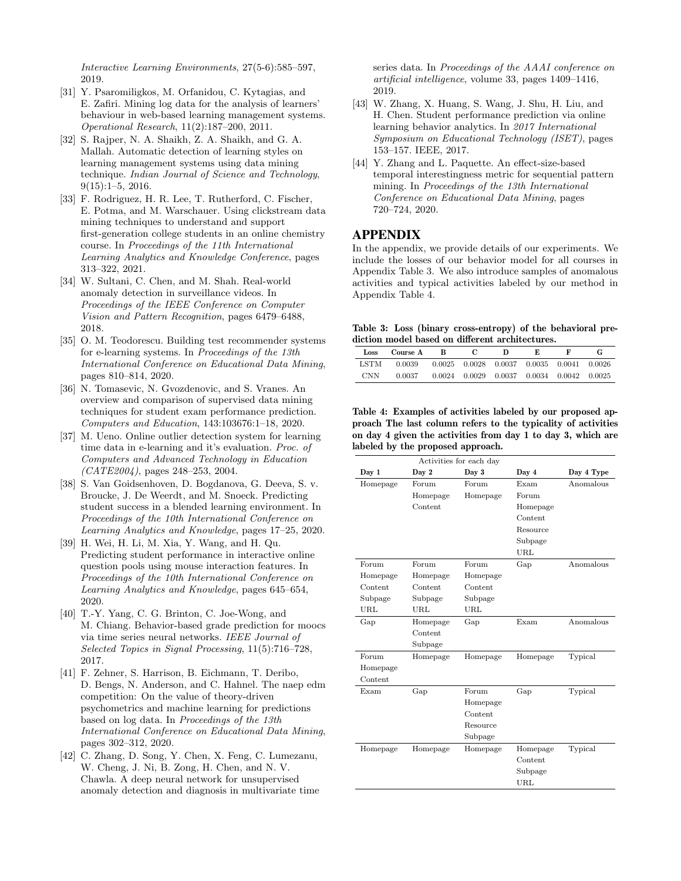Interactive Learning Environments, 27(5-6):585–597, 2019.

[31] Y. Psaromiligkos, M. Orfanidou, C. Kytagias, and E. Zafiri. Mining log data for the analysis of learners' behaviour in web-based learning management systems. *Operational Research*, 11(2):187–200, 2011.

[32] S. Rajper, N. A. Shaikh, Z. A. Shaikh, and G. A. Mallah. Automatic detection of learning styles on learning management systems using data mining technique. *Indian Journal of Science and Technology*, 9(15):1–5, 2016.

[33] F. Rodriguez, H. R. Lee, T. Rutherford, C. Fischer, E. Potma, and M. Warschauer. Using clickstream data mining techniques to understand and support first-generation college students in an online chemistry course. In *Proceedings of the 11th International Learning Analytics and Knowledge Conference*, pages 313–322, 2021.

[34] W. Sultani, C. Chen, and M. Shah. Real-world anomaly detection in surveillance videos. In *Proceedings of the IEEE Conference on Computer Vision and Pattern Recognition*, pages 6479–6488, 2018.

[35] O. M. Teodorescu. Building test recommender systems for e-learning systems. In *Proceedings of the 13th International Conference on Educational Data Mining*, pages 810–814, 2020.

[36] N. Tomasevic, N. Gvozdenovic, and S. Vranes. An overview and comparison of supervised data mining techniques for student exam performance prediction. *Computers and Education*, 143:103676:1–18, 2020.

[37] M. Ueno. Online outlier detection system for learning time data in e-learning and it's evaluation. *Proc. of Computers and Advanced Technology in Education (CATE2004)*, pages 248–253, 2004.

[38] S. Van Goidsenhoven, D. Bogdanova, G. Deeva, S. v. Broucke, J. De Weerdt, and M. Snoeck. Predicting student success in a blended learning environment. In *Proceedings of the 10th International Conference on Learning Analytics and Knowledge*, pages 17–25, 2020.

[39] H. Wei, H. Li, M. Xia, Y. Wang, and H. Qu. Predicting student performance in interactive online question pools using mouse interaction features. In *Proceedings of the 10th International Conference on Learning Analytics and Knowledge*, pages 645–654, 2020.

[40] T.-Y. Yang, C. G. Brinton, C. Joe-Wong, and M. Chiang. Behavior-based grade prediction for moocs via time series neural networks. *IEEE Journal of Selected Topics in Signal Processing*, 11(5):716–728, 2017.

[41] F. Zehner, S. Harrison, B. Eichmann, T. Deribo, D. Bengs, N. Anderson, and C. Hahnel. The naep edm competition: On the value of theory-driven psychometrics and machine learning for predictions based on log data. In *Proceedings of the 13th International Conference on Educational Data Mining*, pages 302–312, 2020.

[42] C. Zhang, D. Song, Y. Chen, X. Feng, C. Lumezanu, W. Cheng, J. Ni, B. Zong, H. Chen, and N. V. Chawla. A deep neural network for unsupervised anomaly detection and diagnosis in multivariate time series data. In *Proceedings of the AAAI conference on artificial intelligence*, volume 33, pages 1409–1416, 2019.

[43] W. Zhang, X. Huang, S. Wang, J. Shu, H. Liu, and H. Chen. Student performance prediction via online learning behavior analytics. In *2017 International Symposium on Educational Technology (ISET)*, pages 153–157. IEEE, 2017.

[44] Y. Zhang and L. Paquette. An effect-size-based temporal interestingness metric for sequential pattern mining. In *Proceedings of the 13th International Conference on Educational Data Mining*, pages 720–724, 2020.

# APPENDIX

In the appendix, we provide details of our experiments. We include the losses of our behavior model for all courses in Appendix Table 3. We also introduce samples of anomalous activities and typical activities labeled by our method in Appendix Table 4.

**Table 3: Loss (binary cross-entropy) of the behavioral prediction model based on different architectures.**

| Loss | Course A | B | C | D | E | F | G |
|---|---|---|---|---|---|---|---|
| LSTM | 0.0039 | 0.0025 | 0.0028 | 0.0037 | 0.0035 | 0.0041 | 0.0026 |
| CNN | 0.0037 | 0.0024 | 0.0029 | 0.0037 | 0.0034 | 0.0042 | 0.0025 |

**Table 4: Examples of activities labeled by our proposed approach The last column refers to the typicality of activities on day 4 given the activities from day 1 to day 3, which are labeled by the proposed approach.**

| Activities for each day | | | | |
|---|---|---|---|---|
| **Day 1** | **Day 2** | **Day 3** | **Day 4** | **Day 4 Type** |
| Homepage | Forum<br>Homepage<br>Content | Forum<br>Homepage | Exam<br>Forum<br>Homepage<br>Content<br>Resource<br>Subpage<br>URL | Anomalous |
| Forum<br>Homepage<br>Content<br>Subpage<br>URL | Forum<br>Homepage<br>Content<br>Subpage<br>URL | Forum<br>Homepage<br>Content<br>Subpage<br>URL | Gap | Anomalous |
| Gap | Homepage<br>Content<br>Subpage | Gap | Exam | Anomalous |
| Forum<br>Homepage<br>Content | Homepage | Homepage | Homepage | Typical |
| Exam | Gap | Forum<br>Homepage<br>Content<br>Resource<br>Subpage | Gap | Typical |
| Homepage | Homepage | Homepage | Homepage<br>Content<br>Subpage<br>URL | Typical |